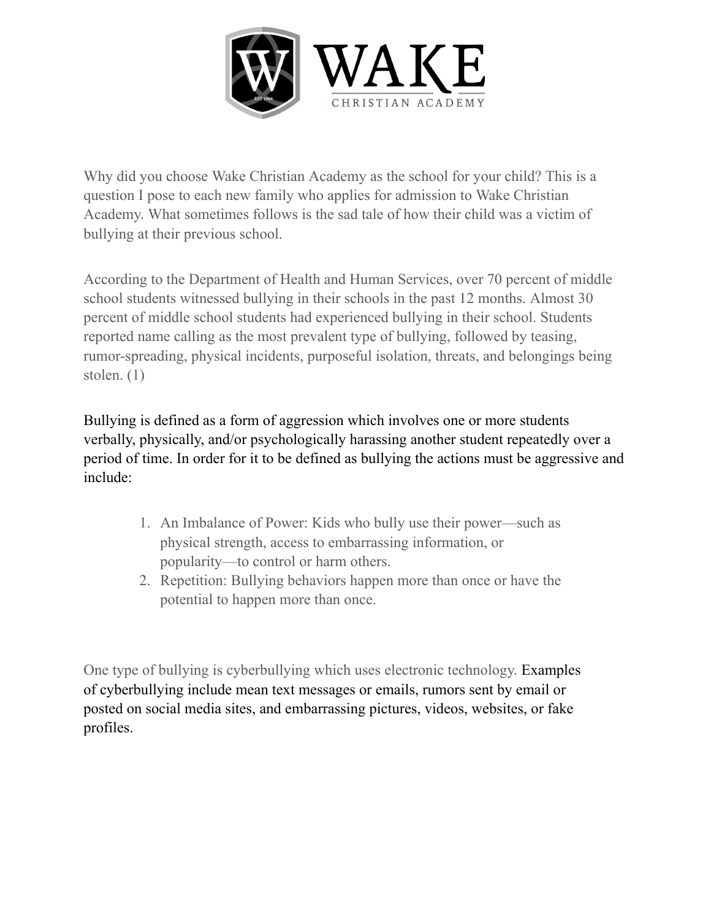Why did you choose Wake Christian Academy as the school for your child? This is a question I pose to each new family who applies for admission to Wake Christian Academy. What sometimes follows is the sad tale of how their child was a victim of bullying at their previous school.

According to the Department of Health and Human Services, over 70 percent of middle school students witnessed bullying in their schools in the past 12 months. Almost 30 percent of middle school students had experienced bullying in their school. Students reported name calling as the most prevalent type of bullying, followed by teasing, rumor-spreading, physical incidents, purposeful isolation, threats, and belongings being stolen. (1)

Bullying is defined as a form of aggression which involves one or more students verbally, physically, and/or psychologically harassing another student repeatedly over a period of time. In order for it to be defined as bullying the actions must be aggressive and include:

1. An Imbalance of Power: Kids who bully use their power—such as physical strength, access to embarrassing information, or popularity—to control or harm others.
2. Repetition: Bullying behaviors happen more than once or have the potential to happen more than once.

One type of bullying is cyberbullying which uses electronic technology. Examples of cyberbullying include mean text messages or emails, rumors sent by email or posted on social media sites, and embarrassing pictures, videos, websites, or fake profiles.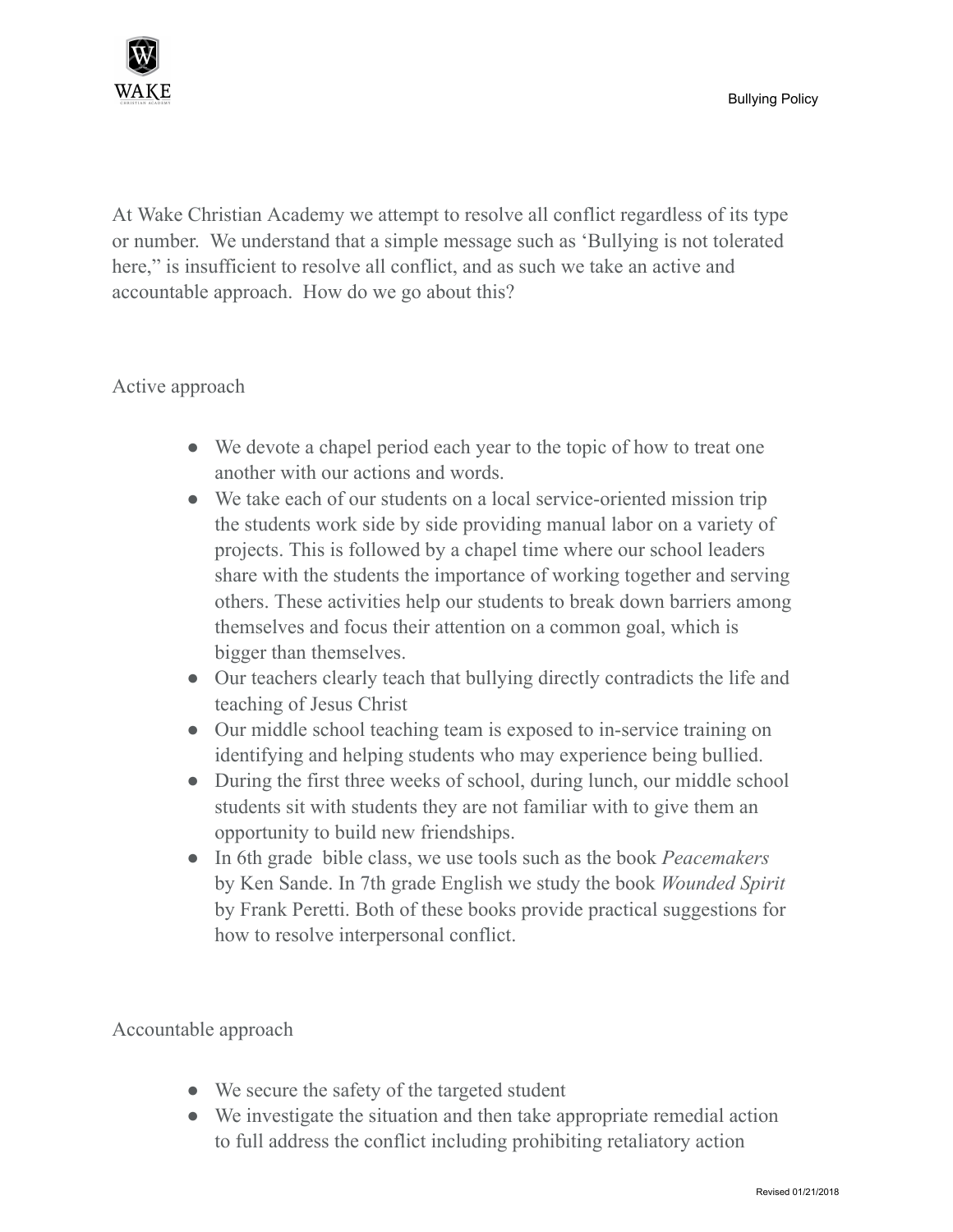At Wake Christian Academy we attempt to resolve all conflict regardless of its type or number. We understand that a simple message such as 'Bullying is not tolerated here," is insufficient to resolve all conflict, and as such we take an active and accountable approach. How do we go about this?

## Active approach

- We devote a chapel period each year to the topic of how to treat one another with our actions and words.
- We take each of our students on a local service-oriented mission trip the students work side by side providing manual labor on a variety of projects. This is followed by a chapel time where our school leaders share with the students the importance of working together and serving others. These activities help our students to break down barriers among themselves and focus their attention on a common goal, which is bigger than themselves.
- Our teachers clearly teach that bullying directly contradicts the life and teaching of Jesus Christ
- Our middle school teaching team is exposed to in-service training on identifying and helping students who may experience being bullied.
- During the first three weeks of school, during lunch, our middle school students sit with students they are not familiar with to give them an opportunity to build new friendships.
- In 6th grade bible class, we use tools such as the book *Peacemakers* by Ken Sande. In 7th grade English we study the book *Wounded Spirit* by Frank Peretti. Both of these books provide practical suggestions for how to resolve interpersonal conflict.

## Accountable approach

- We secure the safety of the targeted student
- We investigate the situation and then take appropriate remedial action to full address the conflict including prohibiting retaliatory action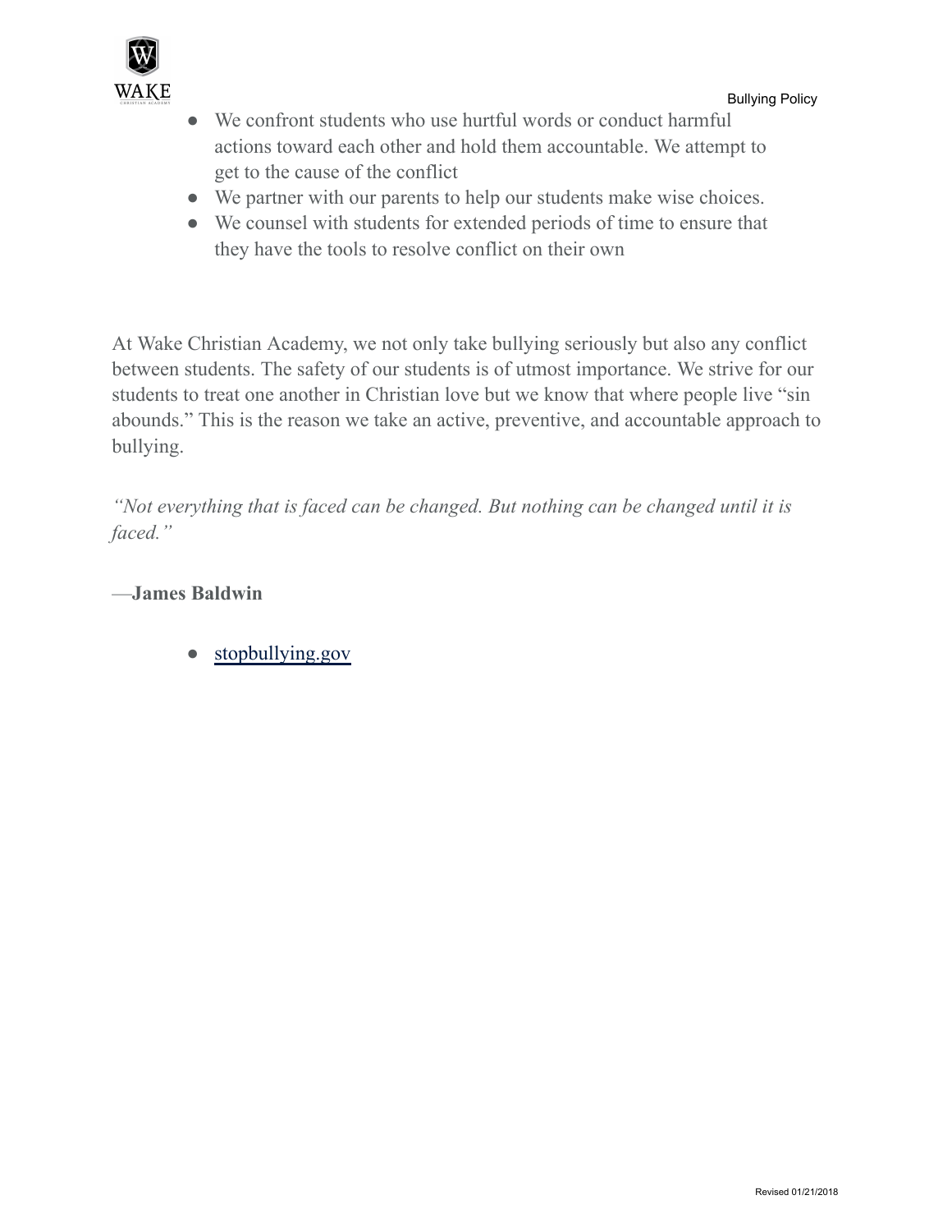- We confront students who use hurtful words or conduct harmful actions toward each other and hold them accountable. We attempt to get to the cause of the conflict
- We partner with our parents to help our students make wise choices.
- We counsel with students for extended periods of time to ensure that they have the tools to resolve conflict on their own

At Wake Christian Academy, we not only take bullying seriously but also any conflict between students. The safety of our students is of utmost importance. We strive for our students to treat one another in Christian love but we know that where people live "sin abounds." This is the reason we take an active, preventive, and accountable approach to bullying.

*"Not everything that is faced can be changed. But nothing can be changed until it is faced."*

—**James Baldwin**

- stopbullying.gov

Revised 01/21/2018